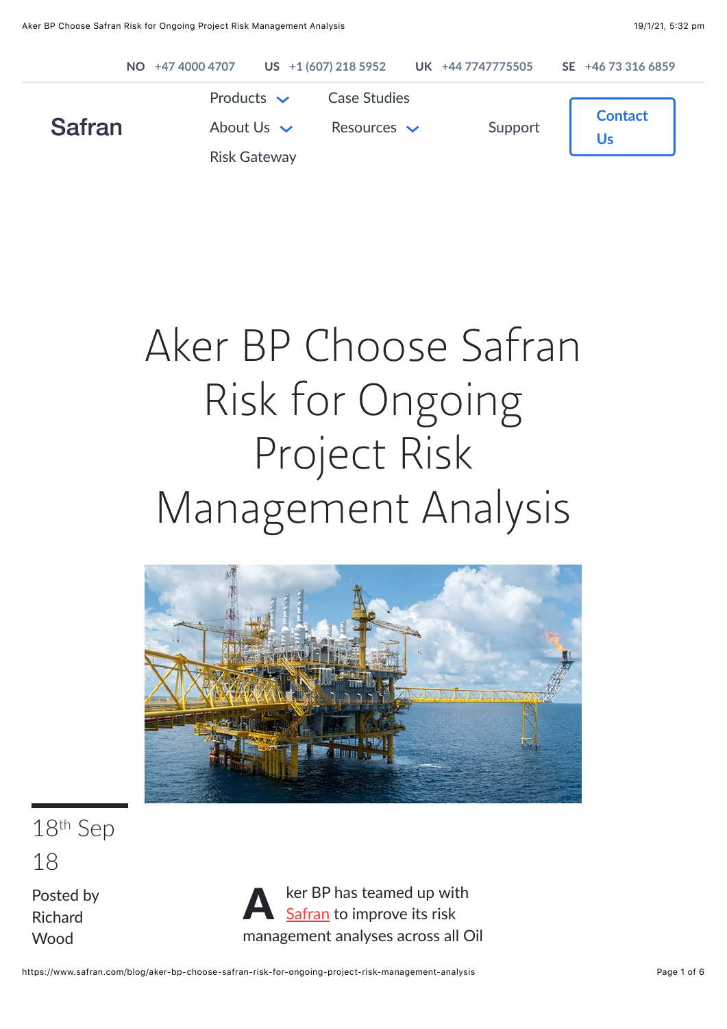NO +47 4000 4707 US +1 (607) 218 5952 UK +44 7747775505 SE +46 73 316 6859

Safran

Products About Us Risk Gateway Case Studies Resources Support Contact Us

# Aker BP Choose Safran Risk for Ongoing Project Risk Management Analysis

18th Sep 18

Posted by Richard Wood

Aker BP has teamed up with Safran to improve its risk management analyses across all Oil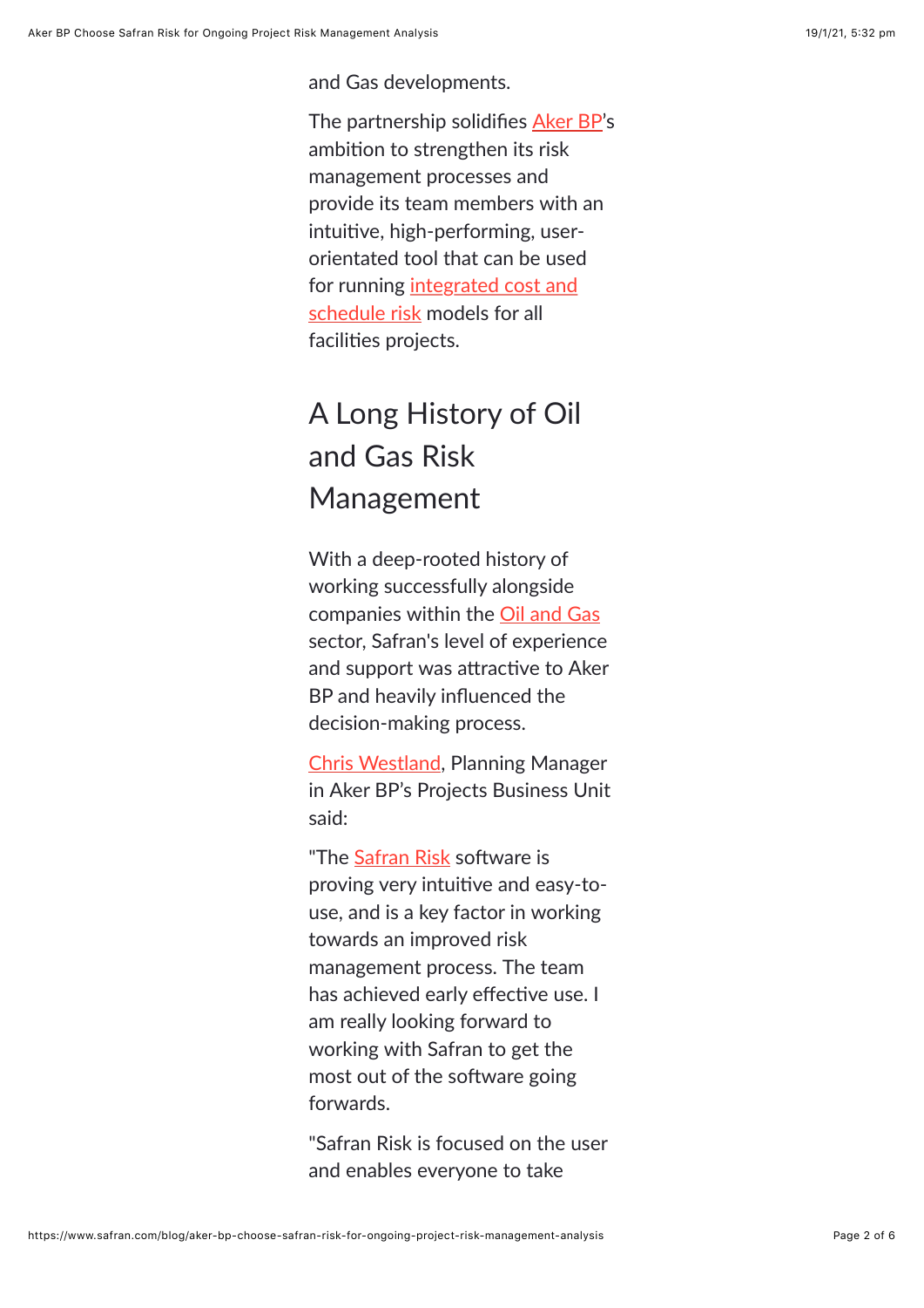and Gas developments.

The partnership solidifies Aker BP's ambition to strengthen its risk management processes and provide its team members with an intuitive, high-performing, user-orientated tool that can be used for running integrated cost and schedule risk models for all facilities projects.

## A Long History of Oil and Gas Risk Management

With a deep-rooted history of working successfully alongside companies within the Oil and Gas sector, Safran's level of experience and support was attractive to Aker BP and heavily influenced the decision-making process.

Chris Westland, Planning Manager in Aker BP's Projects Business Unit said:

"The Safran Risk software is proving very intuitive and easy-to-use, and is a key factor in working towards an improved risk management process. The team has achieved early effective use. I am really looking forward to working with Safran to get the most out of the software going forwards.

"Safran Risk is focused on the user and enables everyone to take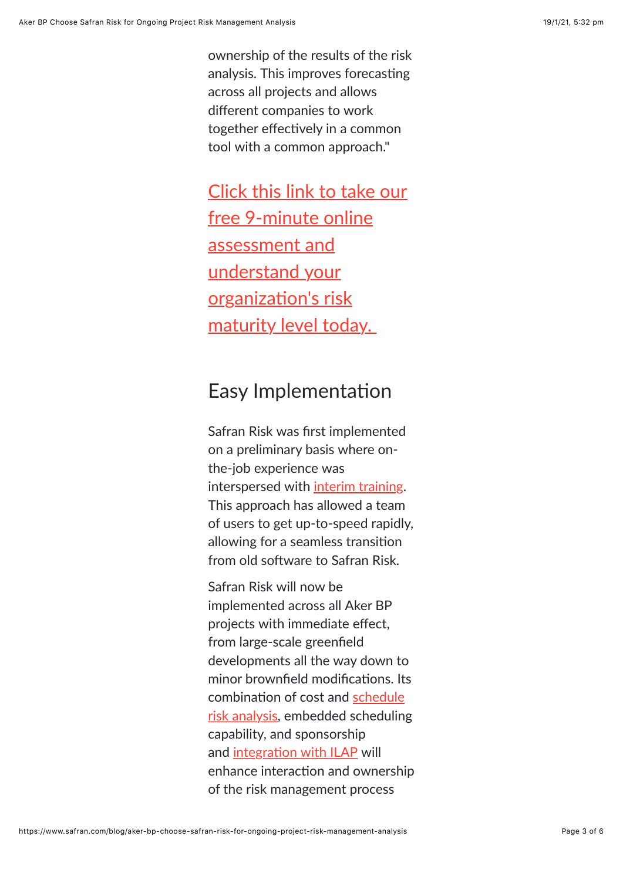ownership of the results of the risk analysis. This improves forecasting across all projects and allows different companies to work together effectively in a common tool with a common approach."

Click this link to take our free 9-minute online assessment and understand your organization's risk maturity level today.

## Easy Implementation

Safran Risk was first implemented on a preliminary basis where on-the-job experience was interspersed with interim training. This approach has allowed a team of users to get up-to-speed rapidly, allowing for a seamless transition from old software to Safran Risk.

Safran Risk will now be implemented across all Aker BP projects with immediate effect, from large-scale greenfield developments all the way down to minor brownfield modifications. Its combination of cost and schedule risk analysis, embedded scheduling capability, and sponsorship and integration with ILAP will enhance interaction and ownership of the risk management process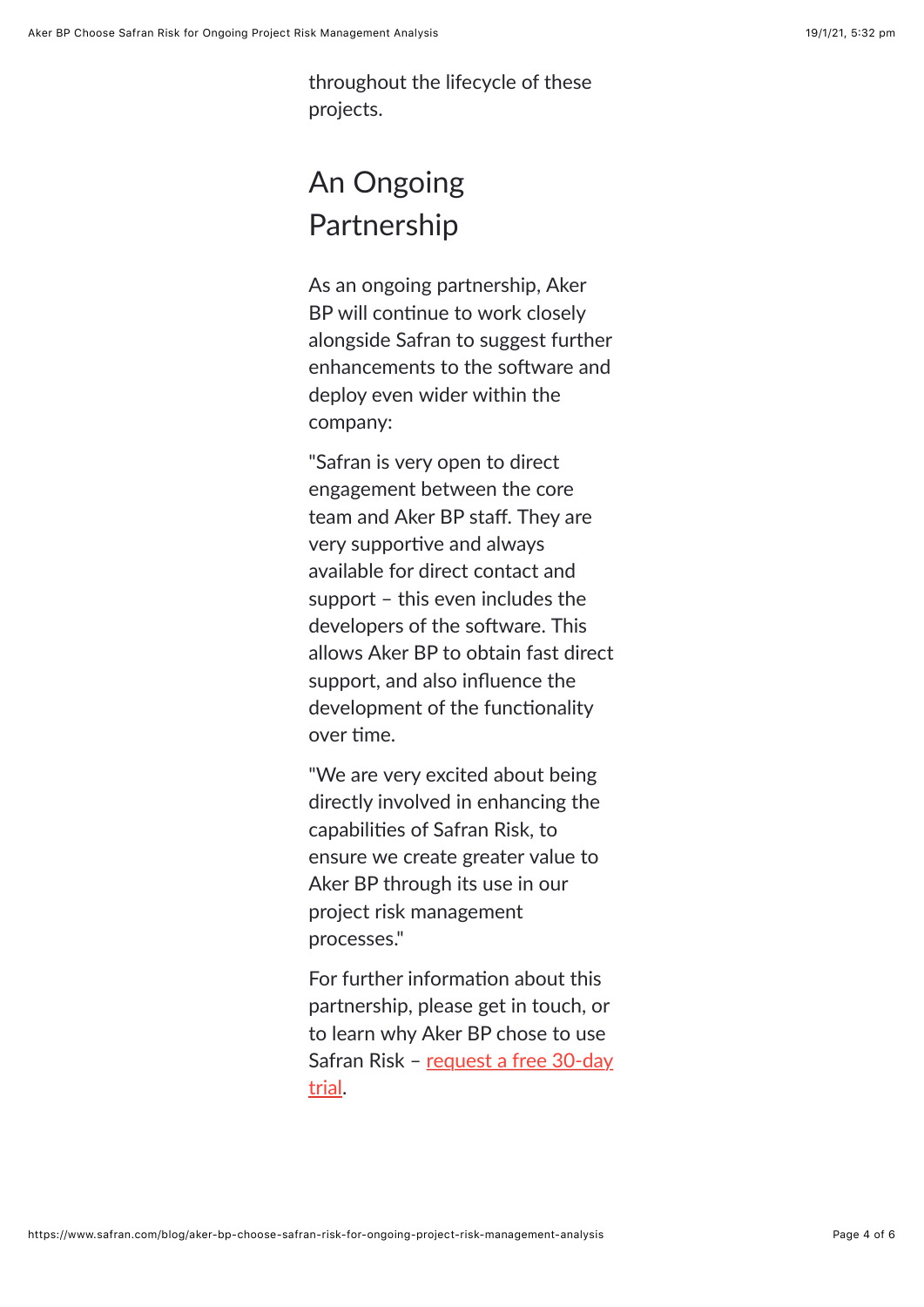throughout the lifecycle of these projects.

## An Ongoing Partnership

As an ongoing partnership, Aker BP will continue to work closely alongside Safran to suggest further enhancements to the software and deploy even wider within the company:

"Safran is very open to direct engagement between the core team and Aker BP staff. They are very supportive and always available for direct contact and support – this even includes the developers of the software. This allows Aker BP to obtain fast direct support, and also influence the development of the functionality over time.

"We are very excited about being directly involved in enhancing the capabilities of Safran Risk, to ensure we create greater value to Aker BP through its use in our project risk management processes."

For further information about this partnership, please get in touch, or to learn why Aker BP chose to use Safran Risk – [request a free 30-day trial](#).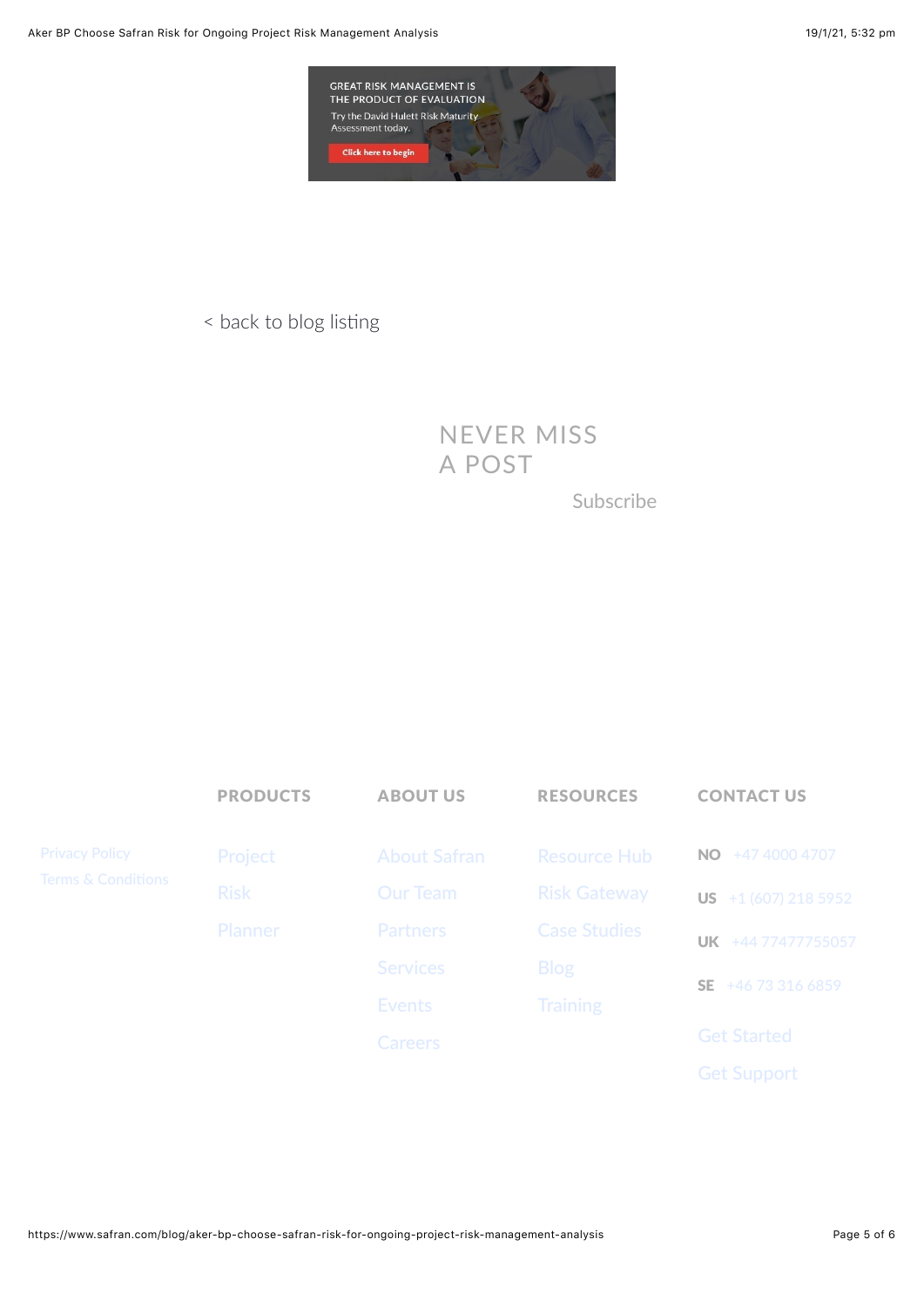GREAT RISK MANAGEMENT IS THE PRODUCT OF EVALUATION

Try the David Hulett Risk Maturity Assessment today.

Click here to begin

< back to blog listing

## NEVER MISS A POST

Subscribe

Privacy Policy
Terms & Conditions

**PRODUCTS**

- Project
- Risk
- Planner

**ABOUT US**

- About Safran
- Our Team
- Partners
- Services
- Events
- Careers

**RESOURCES**

- Resource Hub
- Risk Gateway
- Case Studies
- Blog
- Training

**CONTACT US**

- **NO** +47 4000 4707
- **US** +1 (607) 218 5952
- **UK** +44 77477755057
- **SE** +46 73 316 6859

Get Started

Get Support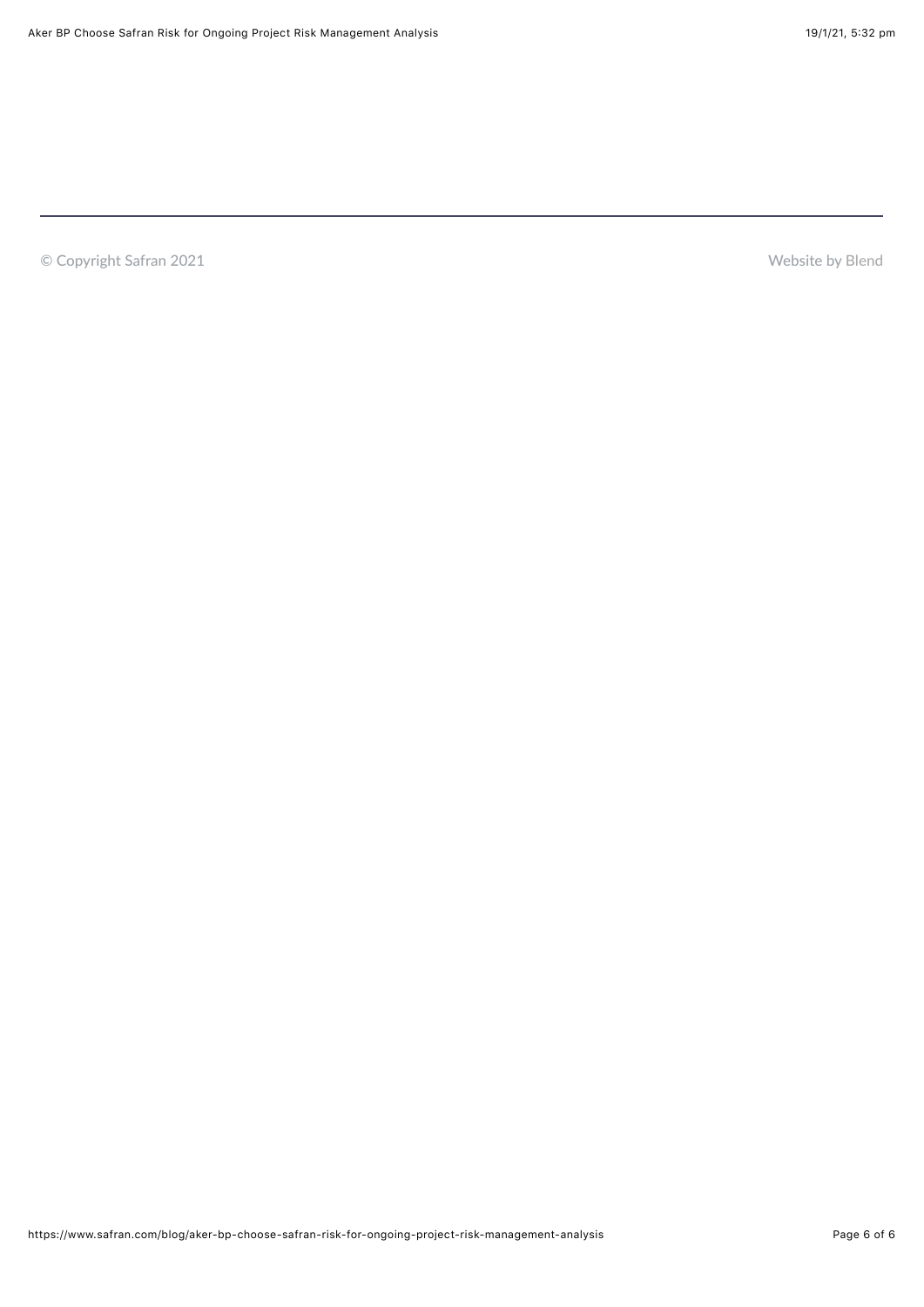---

© Copyright Safran 2021

Website by Blend